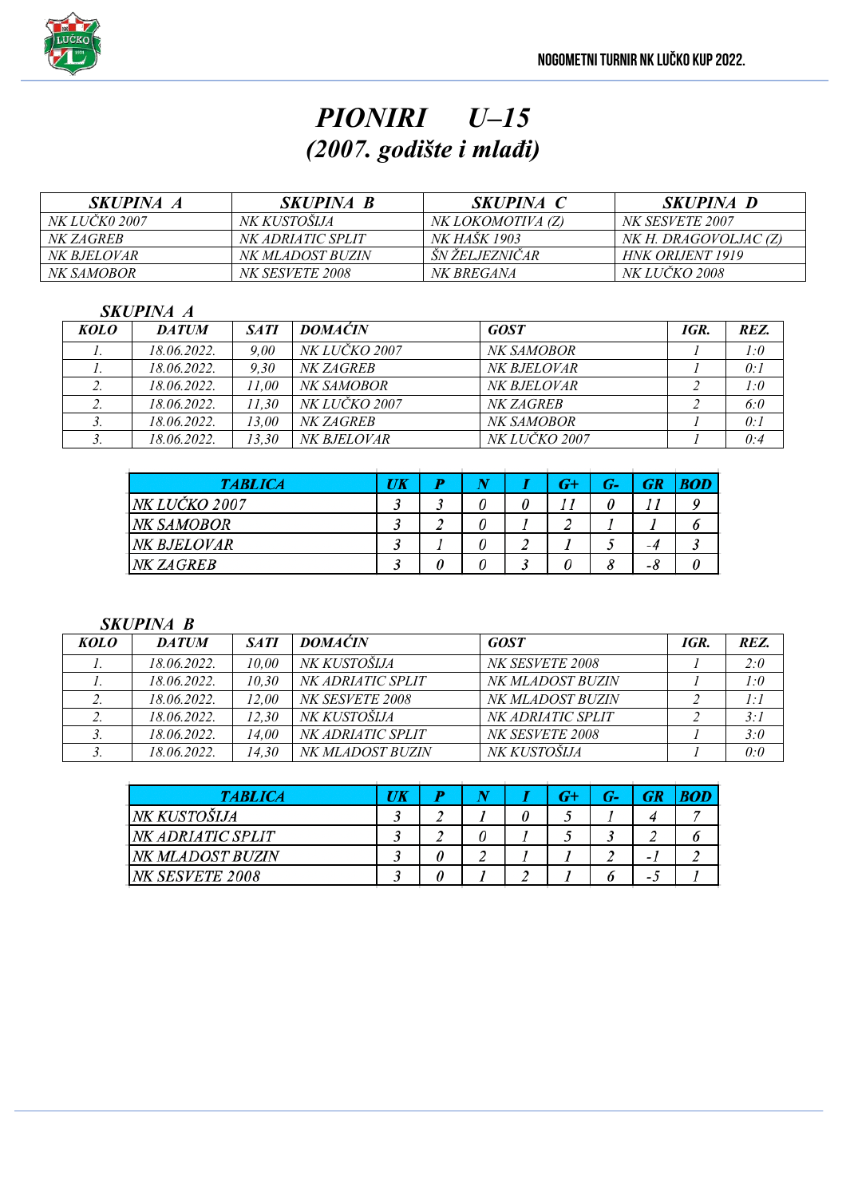# PIONIRI U–15
## (2007. godište i mlađi)

| SKUPINA A | SKUPINA B | SKUPINA C | SKUPINA D |
|---|---|---|---|
| NK LUČK0 2007 | NK KUSTOŠIJA | NK LOKOMOTIVA (Z) | NK SESVETE 2007 |
| NK ZAGREB | NK ADRIATIC SPLIT | NK HAŠK 1903 | NK H. DRAGOVOLJAC (Z) |
| NK BJELOVAR | NK MLADOST BUZIN | ŠN ŽELJEZNIČAR | HNK ORIJENT 1919 |
| NK SAMOBOR | NK SESVETE 2008 | NK BREGANA | NK LUČKO 2008 |

### SKUPINA A

| KOLO | DATUM | SATI | DOMAĆIN | GOST | IGR. | REZ. |
|---|---|---|---|---|---|---|
| 1. | 18.06.2022. | 9,00 | NK LUČKO 2007 | NK SAMOBOR | 1 | 1:0 |
| 1. | 18.06.2022. | 9,30 | NK ZAGREB | NK BJELOVAR | 1 | 0:1 |
| 2. | 18.06.2022. | 11,00 | NK SAMOBOR | NK BJELOVAR | 2 | 1:0 |
| 2. | 18.06.2022. | 11,30 | NK LUČKO 2007 | NK ZAGREB | 2 | 6:0 |
| 3. | 18.06.2022. | 13,00 | NK ZAGREB | NK SAMOBOR | 1 | 0:1 |
| 3. | 18.06.2022. | 13,30 | NK BJELOVAR | NK LUČKO 2007 | 1 | 0:4 |

| TABLICA | UK | P | N | I | G+ | G- | GR | BOD |
|---|---|---|---|---|---|---|---|---|
| NK LUČKO 2007 | 3 | 3 | 0 | 0 | 11 | 0 | 11 | 9 |
| NK SAMOBOR | 3 | 2 | 0 | 1 | 2 | 1 | 1 | 6 |
| NK BJELOVAR | 3 | 1 | 0 | 2 | 1 | 5 | -4 | 3 |
| NK ZAGREB | 3 | 0 | 0 | 3 | 0 | 8 | -8 | 0 |

### SKUPINA B

| KOLO | DATUM | SATI | DOMAĆIN | GOST | IGR. | REZ. |
|---|---|---|---|---|---|---|
| 1. | 18.06.2022. | 10,00 | NK KUSTOŠIJA | NK SESVETE 2008 | 1 | 2:0 |
| 1. | 18.06.2022. | 10,30 | NK ADRIATIC SPLIT | NK MLADOST BUZIN | 1 | 1:0 |
| 2. | 18.06.2022. | 12,00 | NK SESVETE 2008 | NK MLADOST BUZIN | 2 | 1:1 |
| 2. | 18.06.2022. | 12,30 | NK KUSTOŠIJA | NK ADRIATIC SPLIT | 2 | 3:1 |
| 3. | 18.06.2022. | 14,00 | NK ADRIATIC SPLIT | NK SESVETE 2008 | 1 | 3:0 |
| 3. | 18.06.2022. | 14,30 | NK MLADOST BUZIN | NK KUSTOŠIJA | 1 | 0:0 |

| TABLICA | UK | P | N | I | G+ | G- | GR | BOD |
|---|---|---|---|---|---|---|---|---|
| NK KUSTOŠIJA | 3 | 2 | 1 | 0 | 5 | 1 | 4 | 7 |
| NK ADRIATIC SPLIT | 3 | 2 | 0 | 1 | 5 | 3 | 2 | 6 |
| NK MLADOST BUZIN | 3 | 0 | 2 | 1 | 1 | 2 | -1 | 2 |
| NK SESVETE 2008 | 3 | 0 | 1 | 2 | 1 | 6 | -5 | 1 |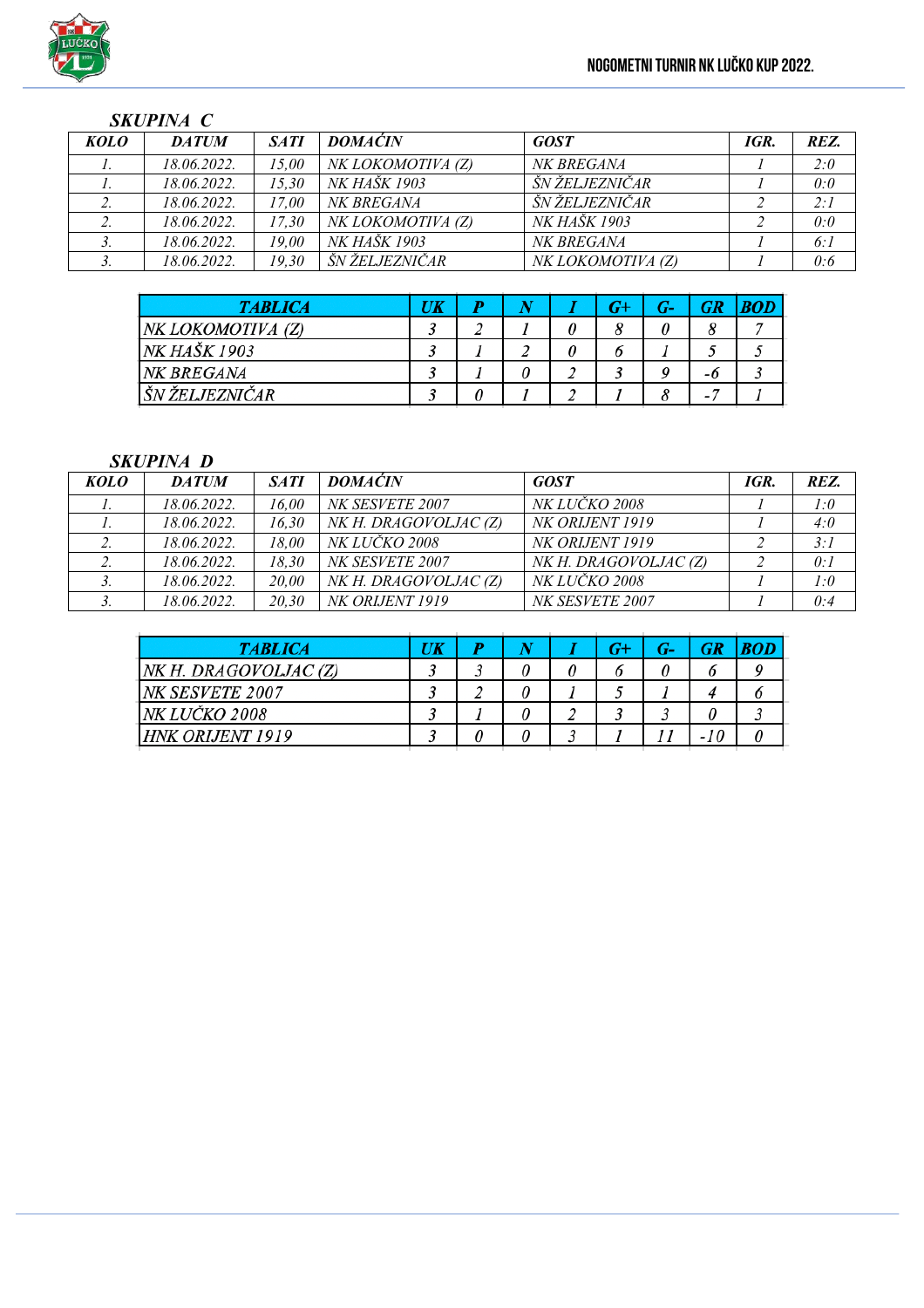## SKUPINA C

| KOLO | DATUM | SATI | DOMAĆIN | GOST | IGR. | REZ. |
|---|---|---|---|---|---|---|
| 1. | 18.06.2022. | 15,00 | NK LOKOMOTIVA (Z) | NK BREGANA | 1 | 2:0 |
| 1. | 18.06.2022. | 15,30 | NK HAŠK 1903 | ŠN ŽELJEZNIČAR | 1 | 0:0 |
| 2. | 18.06.2022. | 17,00 | NK BREGANA | ŠN ŽELJEZNIČAR | 2 | 2:1 |
| 2. | 18.06.2022. | 17,30 | NK LOKOMOTIVA (Z) | NK HAŠK 1903 | 2 | 0:0 |
| 3. | 18.06.2022. | 19,00 | NK HAŠK 1903 | NK BREGANA | 1 | 6:1 |
| 3. | 18.06.2022. | 19,30 | ŠN ŽELJEZNIČAR | NK LOKOMOTIVA (Z) | 1 | 0:6 |

| TABLICA | UK | P | N | I | G+ | G- | GR | BOD |
|---|---|---|---|---|---|---|---|---|
| NK LOKOMOTIVA (Z) | 3 | 2 | 1 | 0 | 8 | 0 | 8 | 7 |
| NK HAŠK 1903 | 3 | 1 | 2 | 0 | 6 | 1 | 5 | 5 |
| NK BREGANA | 3 | 1 | 0 | 2 | 3 | 9 | -6 | 3 |
| ŠN ŽELJEZNIČAR | 3 | 0 | 1 | 2 | 1 | 8 | -7 | 1 |

## SKUPINA D

| KOLO | DATUM | SATI | DOMAĆIN | GOST | IGR. | REZ. |
|---|---|---|---|---|---|---|
| 1. | 18.06.2022. | 16,00 | NK SESVETE 2007 | NK LUČKO 2008 | 1 | 1:0 |
| 1. | 18.06.2022. | 16,30 | NK H. DRAGOVOLJAC (Z) | NK ORIJENT 1919 | 1 | 4:0 |
| 2. | 18.06.2022. | 18,00 | NK LUČKO 2008 | NK ORIJENT 1919 | 2 | 3:1 |
| 2. | 18.06.2022. | 18,30 | NK SESVETE 2007 | NK H. DRAGOVOLJAC (Z) | 2 | 0:1 |
| 3. | 18.06.2022. | 20,00 | NK H. DRAGOVOLJAC (Z) | NK LUČKO 2008 | 1 | 1:0 |
| 3. | 18.06.2022. | 20,30 | NK ORIJENT 1919 | NK SESVETE 2007 | 1 | 0:4 |

| TABLICA | UK | P | N | I | G+ | G- | GR | BOD |
|---|---|---|---|---|---|---|---|---|
| NK H. DRAGOVOLJAC (Z) | 3 | 3 | 0 | 0 | 6 | 0 | 6 | 9 |
| NK SESVETE 2007 | 3 | 2 | 0 | 1 | 5 | 1 | 4 | 6 |
| NK LUČKO 2008 | 3 | 1 | 0 | 2 | 3 | 3 | 0 | 3 |
| HNK ORIJENT 1919 | 3 | 0 | 0 | 3 | 1 | 11 | -10 | 0 |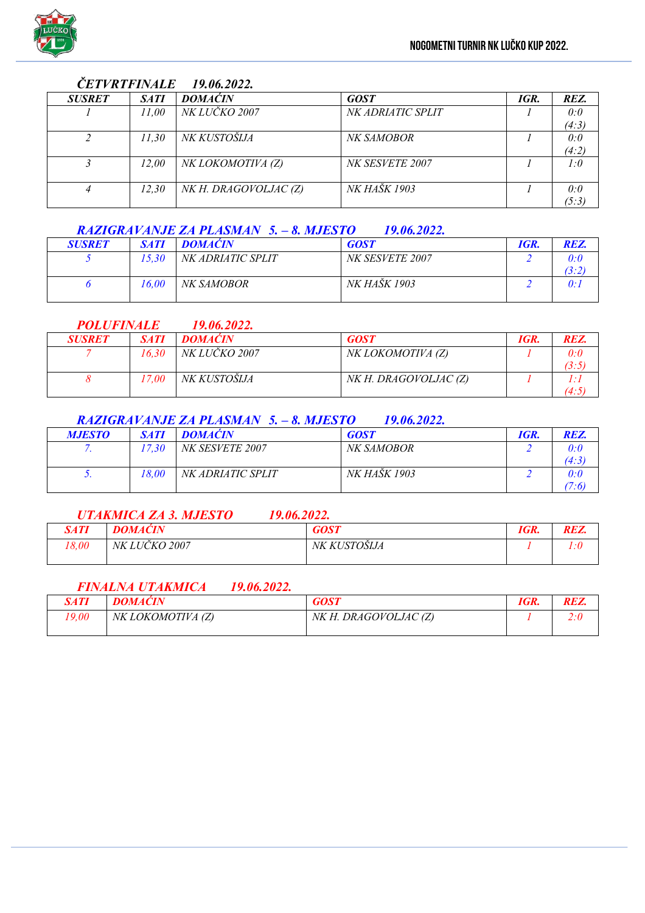### *ČETVRTFINALE 19.06.2022.*

| SUSRET | SATI | DOMAĆIN | GOST | IGR. | REZ. |
|---|---|---|---|---|---|
| 1 | 11,00 | NK LUČKO 2007 | NK ADRIATIC SPLIT | 1 | 0:0 (4:3) |
| 2 | 11,30 | NK KUSTOŠIJA | NK SAMOBOR | 1 | 0:0 (4:2) |
| 3 | 12,00 | NK LOKOMOTIVA (Z) | NK SESVETE 2007 | 1 | 1:0 |
| 4 | 12,30 | NK H. DRAGOVOLJAC (Z) | NK HAŠK 1903 | 1 | 0:0 (5:3) |

### *RAZIGRAVANJE ZA PLASMAN 5. – 8. MJESTO 19.06.2022.*

| SUSRET | SATI | DOMAĆIN | GOST | IGR. | REZ. |
|---|---|---|---|---|---|
| 5 | 15,30 | NK ADRIATIC SPLIT | NK SESVETE 2007 | 2 | 0:0 (3:2) |
| 6 | 16,00 | NK SAMOBOR | NK HAŠK 1903 | 2 | 0:1 |

### *POLUFINALE 19.06.2022.*

| SUSRET | SATI | DOMAĆIN | GOST | IGR. | REZ. |
|---|---|---|---|---|---|
| 7 | 16,30 | NK LUČKO 2007 | NK LOKOMOTIVA (Z) | 1 | 0:0 (3:5) |
| 8 | 17,00 | NK KUSTOŠIJA | NK H. DRAGOVOLJAC (Z) | 1 | 1:1 (4:5) |

### *RAZIGRAVANJE ZA PLASMAN 5. – 8. MJESTO 19.06.2022.*

| MJESTO | SATI | DOMAĆIN | GOST | IGR. | REZ. |
|---|---|---|---|---|---|
| 7. | 17,30 | NK SESVETE 2007 | NK SAMOBOR | 2 | 0:0 (4:3) |
| 5. | 18,00 | NK ADRIATIC SPLIT | NK HAŠK 1903 | 2 | 0:0 (7:6) |

### *UTAKMICA ZA 3. MJESTO 19.06.2022.*

| SATI | DOMAĆIN | GOST | IGR. | REZ. |
|---|---|---|---|---|
| 18,00 | NK LUČKO 2007 | NK KUSTOŠIJA | 1 | 1:0 |

### *FINALNA UTAKMICA 19.06.2022.*

| SATI | DOMAĆIN | GOST | IGR. | REZ. |
|---|---|---|---|---|
| 19,00 | NK LOKOMOTIVA (Z) | NK H. DRAGOVOLJAC (Z) | 1 | 2:0 |